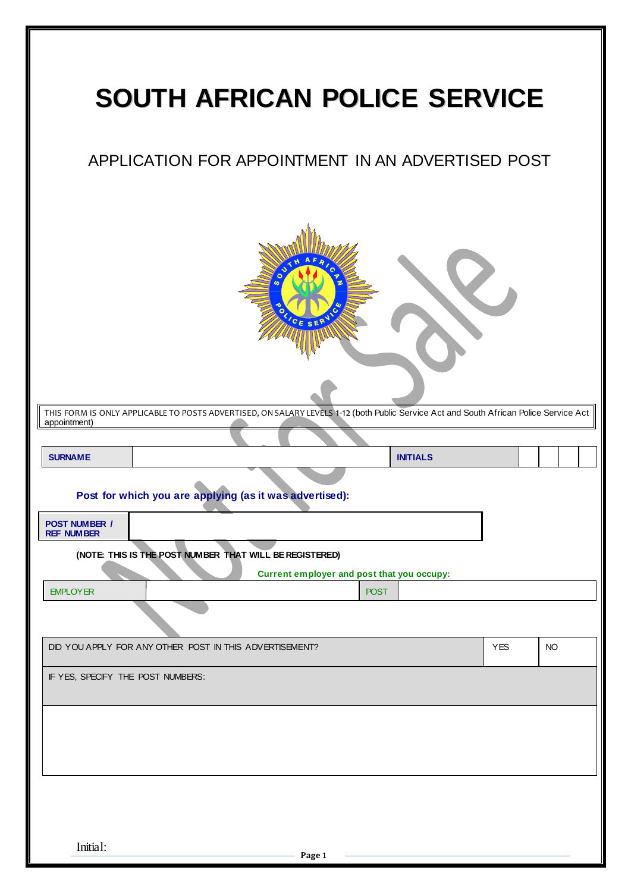# SOUTH AFRICAN POLICE SERVICE

## APPLICATION FOR APPOINTMENT IN AN ADVERTISED POST

THIS FORM IS ONLY APPLICABLE TO POSTS ADVERTISED, ON SALARY LEVELS 1-12 (both Public Service Act and South African Police Service Act appointment)

| **SURNAME** | | **INITIALS** | | | | |
|---|---|---|---|---|---|---|

**Post for which you are applying (as it was advertised):**

| **POST NUMBER / REF NUMBER** | |
|---|---|

**(NOTE: THIS IS THE POST NUMBER THAT WILL BE REGISTERED)**

**Current employer and post that you occupy:**

| EMPLOYER | | POST | |
|---|---|---|---|

| DID YOU APPLY FOR ANY OTHER POST IN THIS ADVERTISEMENT? | YES | NO |
|---|---|---|
| IF YES, SPECIFY THE POST NUMBERS: | | |
| | | |

Initial: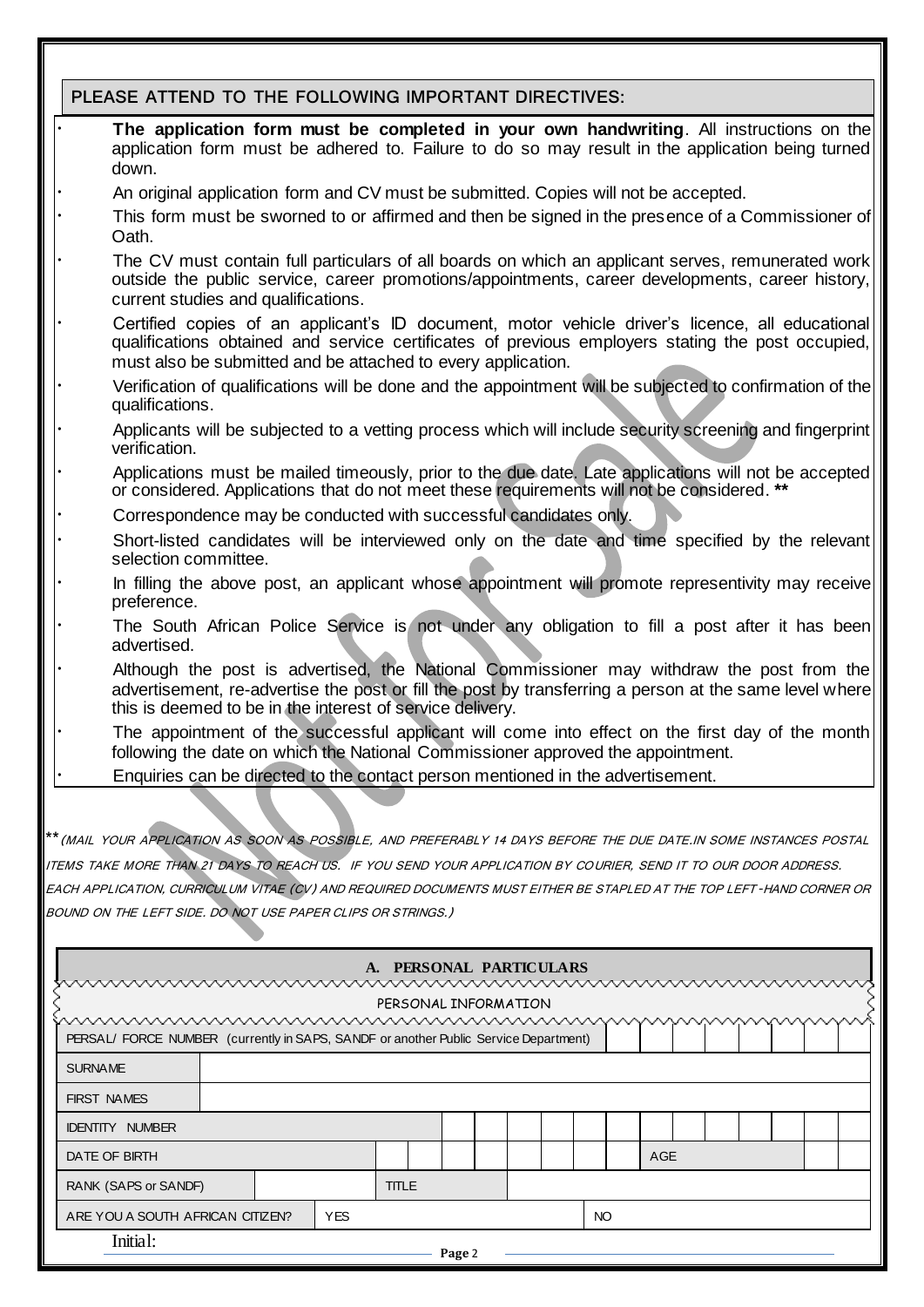## PLEASE ATTEND TO THE FOLLOWING IMPORTANT DIRECTIVES:

- **The application form must be completed in your own handwriting**. All instructions on the application form must be adhered to. Failure to do so may result in the application being turned down.
- An original application form and CV must be submitted. Copies will not be accepted.
- This form must be sworned to or affirmed and then be signed in the presence of a Commissioner of Oath.
- The CV must contain full particulars of all boards on which an applicant serves, remunerated work outside the public service, career promotions/appointments, career developments, career history, current studies and qualifications.
- Certified copies of an applicant's ID document, motor vehicle driver's licence, all educational qualifications obtained and service certificates of previous employers stating the post occupied, must also be submitted and be attached to every application.
- Verification of qualifications will be done and the appointment will be subjected to confirmation of the qualifications.
- Applicants will be subjected to a vetting process which will include security screening and fingerprint verification.
- Applications must be mailed timeously, prior to the due date. Late applications will not be accepted or considered. Applications that do not meet these requirements will not be considered. **
- Correspondence may be conducted with successful candidates only.
- Short-listed candidates will be interviewed only on the date and time specified by the relevant selection committee.
- In filling the above post, an applicant whose appointment will promote representivity may receive preference.
- The South African Police Service is not under any obligation to fill a post after it has been advertised.
- Although the post is advertised, the National Commissioner may withdraw the post from the advertisement, re-advertise the post or fill the post by transferring a person at the same level where this is deemed to be in the interest of service delivery.
- The appointment of the successful applicant will come into effect on the first day of the month following the date on which the National Commissioner approved the appointment.
- Enquiries can be directed to the contact person mentioned in the advertisement.

** *(MAIL YOUR APPLICATION AS SOON AS POSSIBLE, AND PREFERABLY 14 DAYS BEFORE THE DUE DATE.IN SOME INSTANCES POSTAL ITEMS TAKE MORE THAN 21 DAYS TO REACH US. IF YOU SEND YOUR APPLICATION BY COURIER, SEND IT TO OUR DOOR ADDRESS. EACH APPLICATION, CURRICULUM VITAE (CV) AND REQUIRED DOCUMENTS MUST EITHER BE STAPLED AT THE TOP LEFT-HAND CORNER OR BOUND ON THE LEFT SIDE. DO NOT USE PAPER CLIPS OR STRINGS.)*

## A. PERSONAL PARTICULARS

### PERSONAL INFORMATION

| Field | Value |
|---|---|
| PERSAL/ FORCE NUMBER (currently in SAPS, SANDF or another Public Service Department) | |
| SURNAME | |
| FIRST NAMES | |
| IDENTITY NUMBER | |
| DATE OF BIRTH | |
| AGE | |
| RANK (SAPS or SANDF) | |
| TITLE | |
| ARE YOU A SOUTH AFRICAN CITIZEN? | YES / NO |

Initial: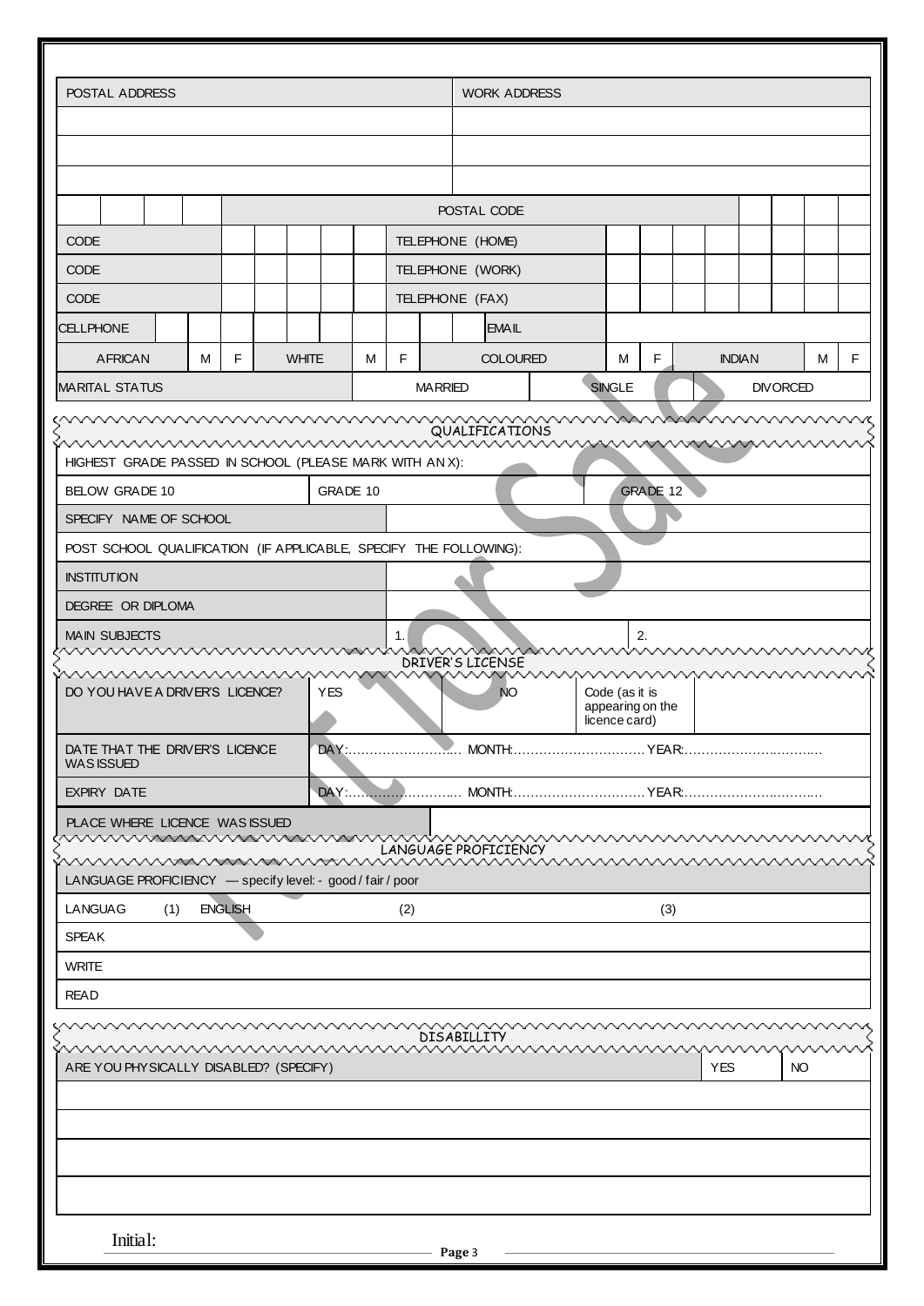| POSTAL ADDRESS | WORK ADDRESS |
|---|---|
| | |
| | |
| | |

| | | | | POSTAL CODE | | | | |
|---|---|---|---|---|---|---|---|---|

| CODE | | | | | | TELEPHONE (HOME) | | | | | | | | |
|---|---|---|---|---|---|---|---|---|---|---|---|---|---|---|
| CODE | | | | | | TELEPHONE (WORK) | | | | | | | | |
| CODE | | | | | | TELEPHONE (FAX) | | | | | | | | |

| CELLPHONE | | | | | | | | | | | EMAIL | |
|---|---|---|---|---|---|---|---|---|---|---|---|---|

| AFRICAN | M | F | WHITE | M | F | COLOURED | M | F | INDIAN | M | F |
|---|---|---|---|---|---|---|---|---|---|---|---|

| MARITAL STATUS | MARRIED | SINGLE | DIVORCED |
|---|---|---|---|

## QUALIFICATIONS

| HIGHEST GRADE PASSED IN SCHOOL (PLEASE MARK WITH AN X): | | |
|---|---|---|
| BELOW GRADE 10 | GRADE 10 | GRADE 12 |

| SPECIFY NAME OF SCHOOL | | |
|---|---|---|
| POST SCHOOL QUALIFICATION (IF APPLICABLE, SPECIFY THE FOLLOWING): | | |
| INSTITUTION | | |
| DEGREE OR DIPLOMA | | |
| MAIN SUBJECTS | 1. | 2. |

## DRIVER'S LICENSE

| DO YOU HAVE A DRIVER'S LICENCE? | YES | NO | Code (as it is appearing on the licence card) | |
|---|---|---|---|---|

| DATE THAT THE DRIVER'S LICENCE WAS ISSUED | DAY:……………………… MONTH:………………………… YEAR:……………………………… |
|---|---|
| EXPIRY DATE | DAY:……………………… MONTH:………………………… YEAR:……………………………… |
| PLACE WHERE LICENCE WAS ISSUED | |

## LANGUAGE PROFICIENCY

LANGUAGE PROFICIENCY — specify level: - good / fair / poor

| LANGUAG | (1) ENGLISH | (2) | (3) |
|---|---|---|---|
| SPEAK | | | |
| WRITE | | | |
| READ | | | |

## DISABILLITY

| ARE YOU PHYSICALLY DISABLED? (SPECIFY) | YES | NO |
|---|---|---|
| | | |
| | | |
| | | |
| | | |

Initial: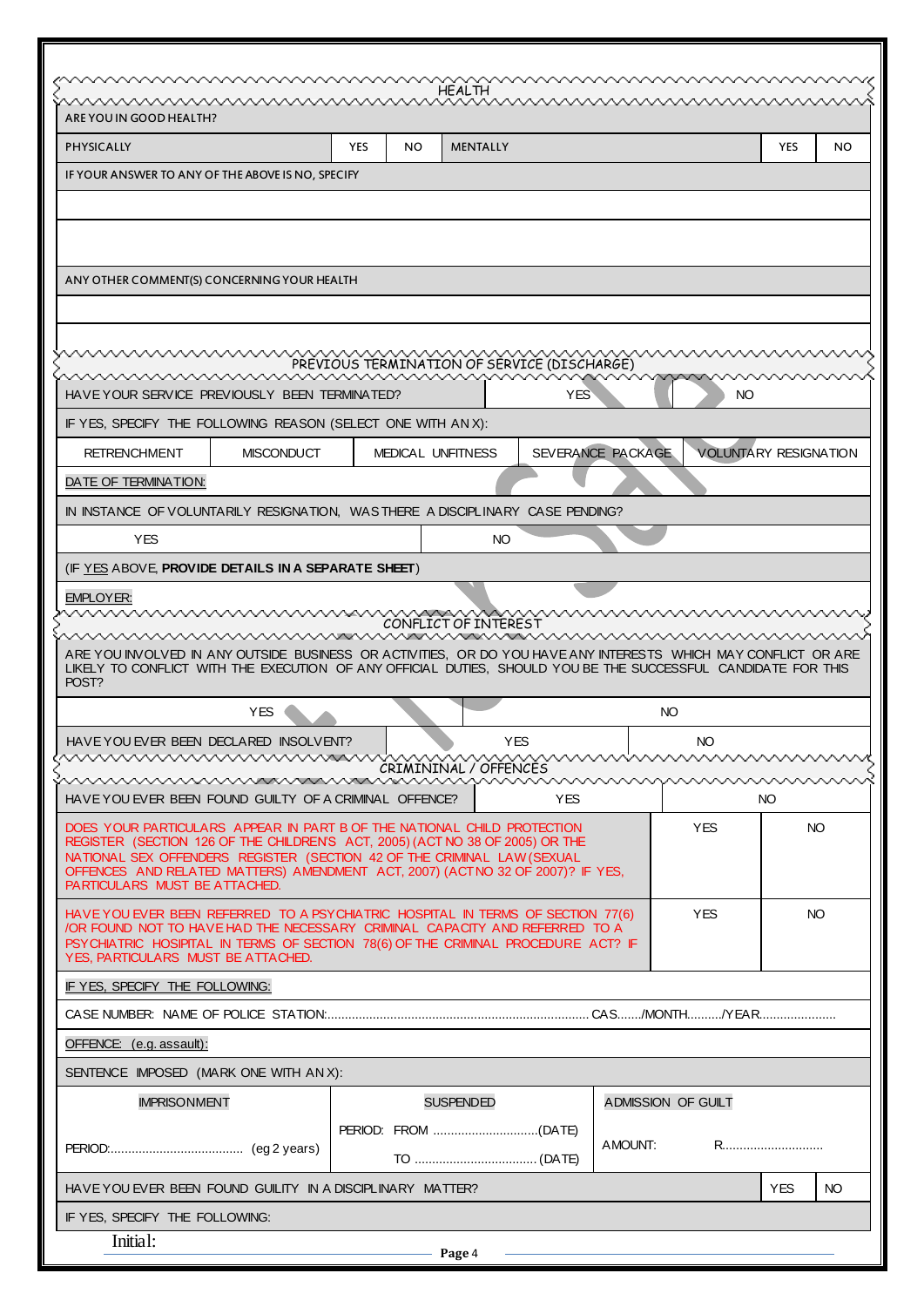## HEALTH

| ARE YOU IN GOOD HEALTH? | | | | | |
|---|---|---|---|---|---|
| PHYSICALLY | YES | NO | MENTALLY | YES | NO |

IF YOUR ANSWER TO ANY OF THE ABOVE IS NO, SPECIFY

ANY OTHER COMMENT(S) CONCERNING YOUR HEALTH

## PREVIOUS TERMINATION OF SERVICE (DISCHARGE)

| HAVE YOUR SERVICE PREVIOUSLY BEEN TERMINATED? | YES | NO |
|---|---|---|

IF YES, SPECIFY THE FOLLOWING REASON (SELECT ONE WITH AN X):

| RETRENCHMENT | MISCONDUCT | MEDICAL UNFITNESS | SEVERANCE PACKAGE | VOLUNTARY RESIGNATION |
|---|---|---|---|---|

DATE OF TERMINATION:

IN INSTANCE OF VOLUNTARILY RESIGNATION, WAS THERE A DISCIPLINARY CASE PENDING?

| YES | NO |
|---|---|

(IF YES ABOVE, **PROVIDE DETAILS IN A SEPARATE SHEET**)

EMPLOYER:

## CONFLICT OF INTEREST

ARE YOU INVOLVED IN ANY OUTSIDE BUSINESS OR ACTIVITIES, OR DO YOU HAVE ANY INTERESTS WHICH MAY CONFLICT OR ARE LIKELY TO CONFLICT WITH THE EXECUTION OF ANY OFFICIAL DUTIES, SHOULD YOU BE THE SUCCESSFUL CANDIDATE FOR THIS POST?

| YES | NO |
|---|---|

| HAVE YOU EVER BEEN DECLARED INSOLVENT? | YES | NO |
|---|---|---|

## CRIMININAL / OFFENCES

| HAVE YOU EVER BEEN FOUND GUILTY OF A CRIMINAL OFFENCE? | YES | NO |
|---|---|---|
| DOES YOUR PARTICULARS APPEAR IN PART B OF THE NATIONAL CHILD PROTECTION REGISTER (SECTION 126 OF THE CHILDREN'S ACT, 2005) (ACT NO 38 OF 2005) OR THE NATIONAL SEX OFFENDERS REGISTER (SECTION 42 OF THE CRIMINAL LAW (SEXUAL OFFENCES AND RELATED MATTERS) AMENDMENT ACT, 2007) (ACT NO 32 OF 2007)? IF YES, PARTICULARS MUST BE ATTACHED. | YES | NO |
| HAVE YOU EVER BEEN REFERRED TO A PSYCHIATRIC HOSPITAL IN TERMS OF SECTION 77(6) /OR FOUND NOT TO HAVE HAD THE NECESSARY CRIMINAL CAPACITY AND REFERRED TO A PSYCHIATRIC HOSPITAL IN TERMS OF SECTION 78(6) OF THE CRIMINAL PROCEDURE ACT? IF YES, PARTICULARS MUST BE ATTACHED. | YES | NO |

IF YES, SPECIFY THE FOLLOWING:

CASE NUMBER: NAME OF POLICE STATION:........................................................................... CAS......./MONTH........../YEAR......................

OFFENCE: (e.g. assault):

SENTENCE IMPOSED (MARK ONE WITH AN X):

| IMPRISONMENT | SUSPENDED | ADMISSION OF GUILT |
|---|---|---|
| PERIOD:...................................... (eg 2 years) | PERIOD: FROM ..............................(DATE) TO ................................... (DATE) | AMOUNT: R............................. |

| HAVE YOU EVER BEEN FOUND GUILTY IN A DISCIPLINARY MATTER? | YES | NO |
|---|---|---|

IF YES, SPECIFY THE FOLLOWING:

Initial: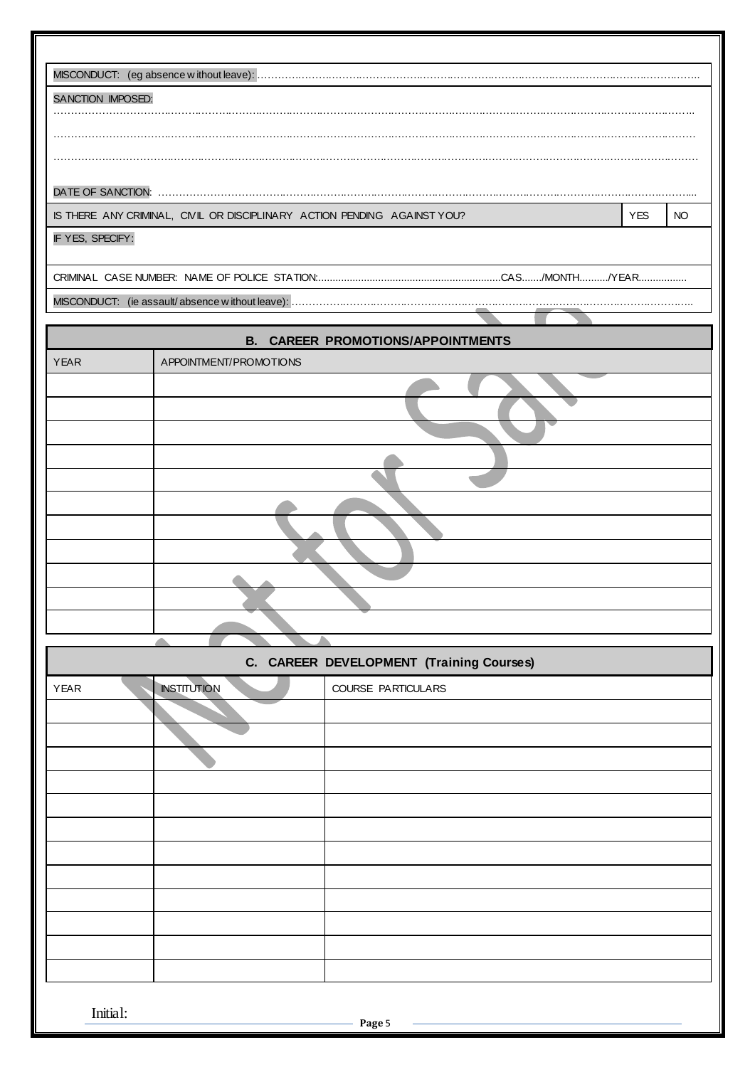MISCONDUCT: (eg absence without leave): …………………………………………………………………………………………………………………………

SANCTION IMPOSED:

…………………………………………………………………………………………………………………………………………………

…………………………………………………………………………………………………………………………………………………

…………………………………………………………………………………………………………………………………………………

DATE OF SANCTION: …………………………………………………………………………………………………………………………

| IS THERE ANY CRIMINAL, CIVIL OR DISCIPLINARY ACTION PENDING AGAINST YOU? | YES | NO |
|---|---|---|

IF YES, SPECIFY:

CRIMINAL CASE NUMBER: NAME OF POLICE STATION:...............................................................CAS......./MONTH........../YEAR................

MISCONDUCT: (ie assault/absence without leave): …………………………………………………………………………………………………

## B. CAREER PROMOTIONS/APPOINTMENTS

| YEAR | APPOINTMENT/PROMOTIONS |
|---|---|
| | |
| | |
| | |
| | |
| | |
| | |
| | |
| | |
| | |
| | |
| | |

## C. CAREER DEVELOPMENT (Training Courses)

| YEAR | INSTITUTION | COURSE PARTICULARS |
|---|---|---|
| | | |
| | | |
| | | |
| | | |
| | | |
| | | |
| | | |
| | | |
| | | |
| | | |
| | | |
| | | |

Initial: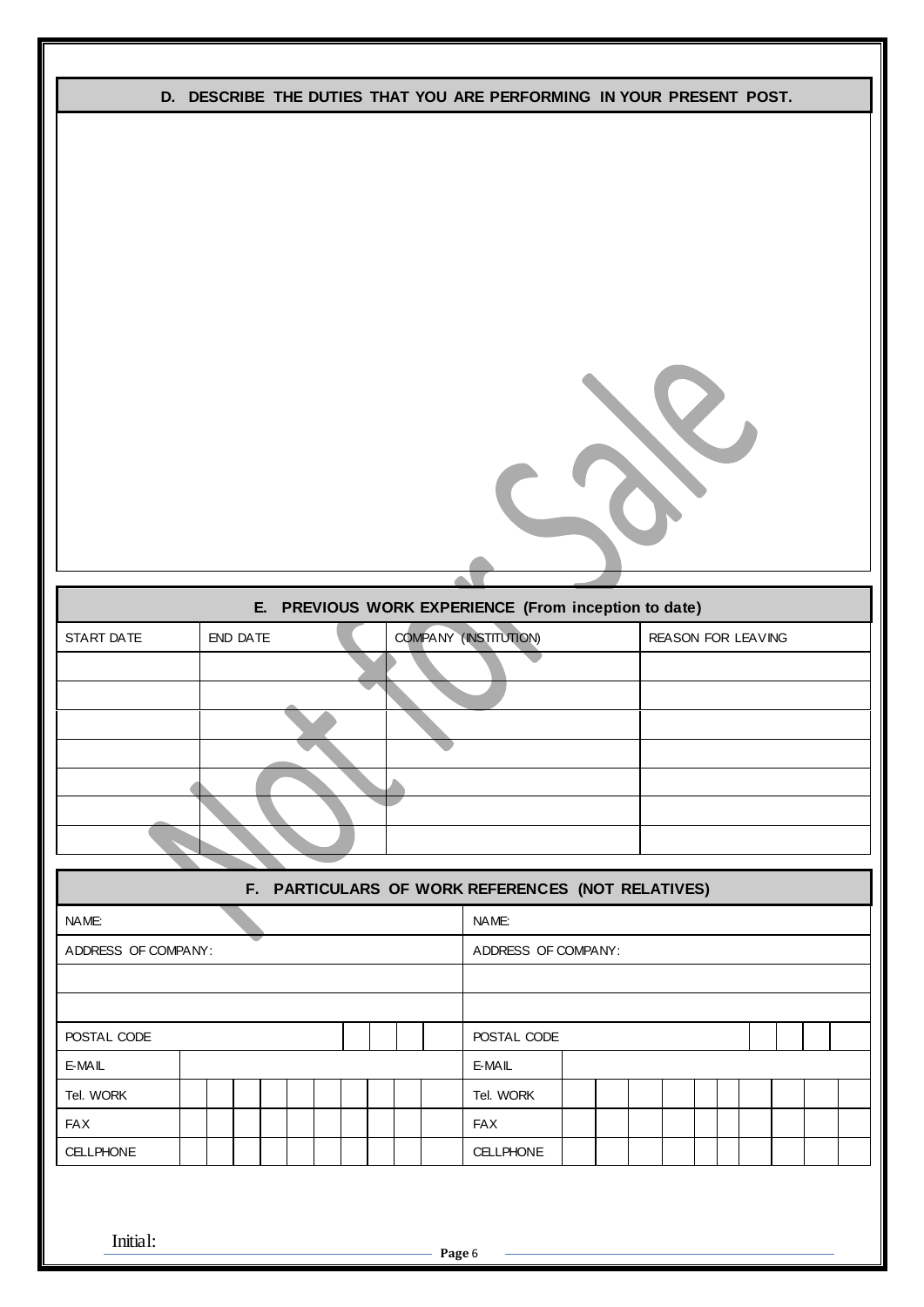## D. DESCRIBE THE DUTIES THAT YOU ARE PERFORMING IN YOUR PRESENT POST.

&nbsp;

## E. PREVIOUS WORK EXPERIENCE (From inception to date)

| START DATE | END DATE | COMPANY (INSTITUTION) | REASON FOR LEAVING |
|---|---|---|---|
| | | | |
| | | | |
| | | | |
| | | | |
| | | | |
| | | | |
| | | | |

## F. PARTICULARS OF WORK REFERENCES (NOT RELATIVES)

| | |
|---|---|
| NAME: | NAME: |
| ADDRESS OF COMPANY: | ADDRESS OF COMPANY: |
| | |
| | |
| POSTAL CODE | POSTAL CODE |
| E-MAIL | E-MAIL |
| Tel. WORK | Tel. WORK |
| FAX | FAX |
| CELLPHONE | CELLPHONE |

Initial: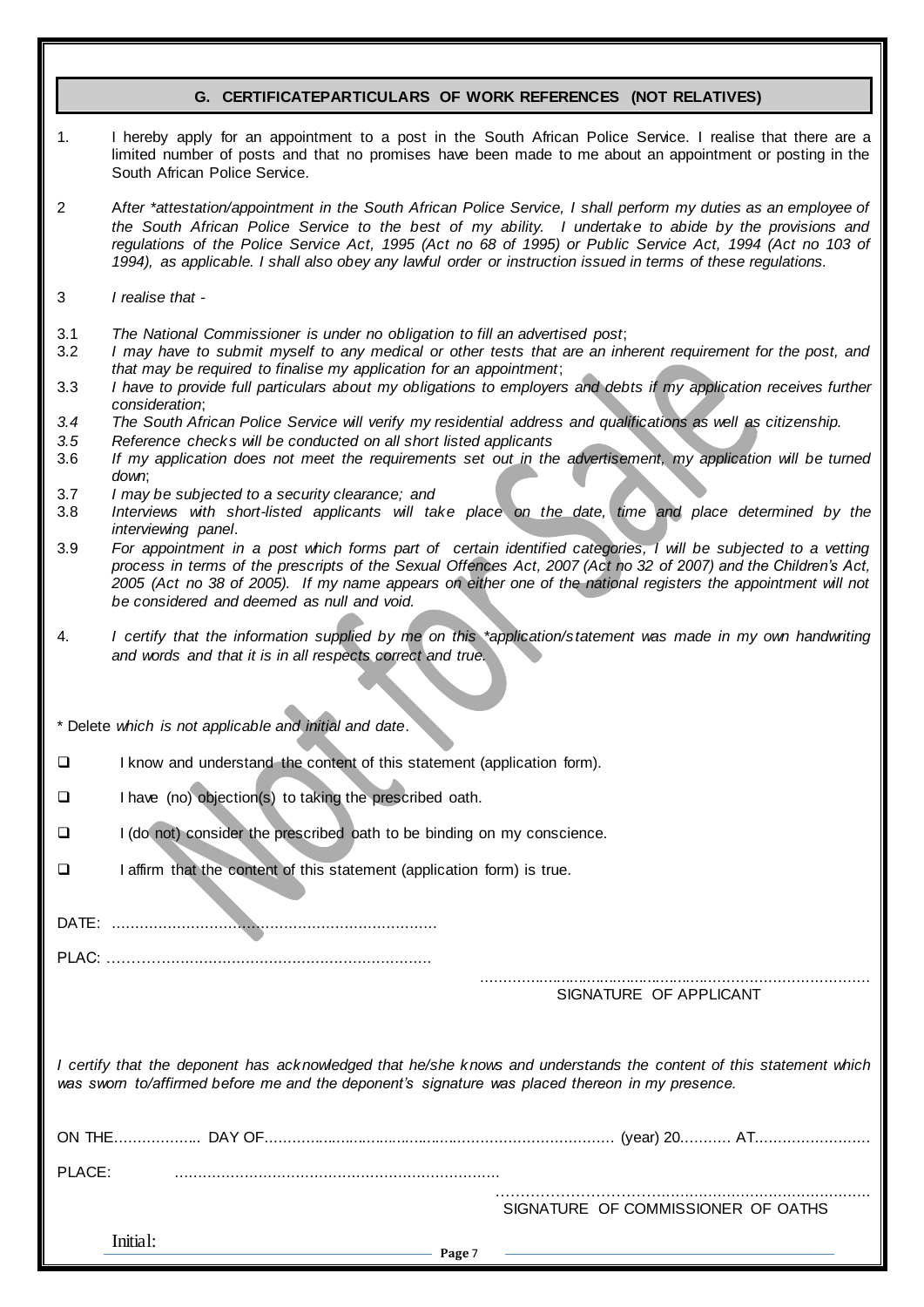## G. CERTIFICATEPARTICULARS OF WORK REFERENCES (NOT RELATIVES)

1. I hereby apply for an appointment to a post in the South African Police Service. I realise that there are a limited number of posts and that no promises have been made to me about an appointment or posting in the South African Police Service.

2 *After *attestation/appointment in the South African Police Service, I shall perform my duties as an employee of the South African Police Service to the best of my ability. I undertake to abide by the provisions and regulations of the Police Service Act, 1995 (Act no 68 of 1995) or Public Service Act, 1994 (Act no 103 of 1994), as applicable. I shall also obey any lawful order or instruction issued in terms of these regulations.*

3 *I realise that -*

3.1 *The National Commissioner is under no obligation to fill an advertised post*;
3.2 *I may have to submit myself to any medical or other tests that are an inherent requirement for the post, and that may be required to finalise my application for an appointment*;
3.3 *I have to provide full particulars about my obligations to employers and debts if my application receives further consideration*;
*3.4 The South African Police Service will verify my residential address and qualifications as well as citizenship.*
*3.5 Reference checks will be conducted on all short listed applicants*
3.6 *If my application does not meet the requirements set out in the advertisement, my application will be turned down*;
3.7 *I may be subjected to a security clearance; and*
3.8 *Interviews with short-listed applicants will take place on the date, time and place determined by the interviewing panel*.
3.9 *For appointment in a post which forms part of certain identified categories, I will be subjected to a vetting process in terms of the prescripts of the Sexual Offences Act, 2007 (Act no 32 of 2007) and the Children's Act, 2005 (Act no 38 of 2005). If my name appears on either one of the national registers the appointment will not be considered and deemed as null and void.*

4. *I certify that the information supplied by me on this *application/statement was made in my own handwriting and words and that it is in all respects correct and true.*

* Delete *which is not applicable and initial and date*.

- ☐ I know and understand the content of this statement (application form).
- ☐ I have (no) objection(s) to taking the prescribed oath.
- ☐ I (do not) consider the prescribed oath to be binding on my conscience.
- ☐ I affirm that the content of this statement (application form) is true.

DATE: ......................................................................

PLAC: ......................................................................

......................................................................................
SIGNATURE OF APPLICANT

*I certify that the deponent has acknowledged that he/she knows and understands the content of this statement which was sworn to/affirmed before me and the deponent's signature was placed thereon in my presence.*

ON THE.................. DAY OF........................................................................ (year) 20.......... AT........................

PLACE: ......................................................................

......................................................................................
SIGNATURE OF COMMISSIONER OF OATHS

Initial: